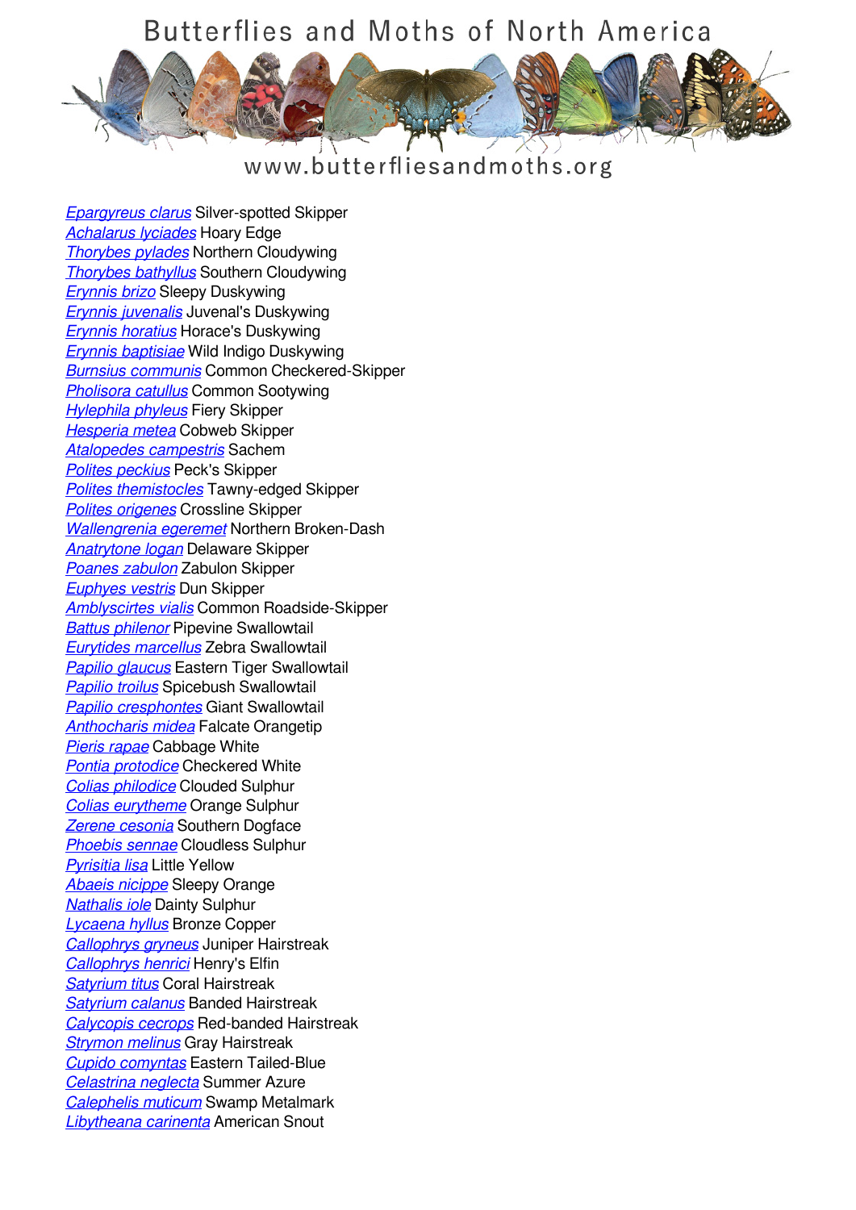# Butterflies and Moths of North America

www.butterfliesandmoths.org

*Epargyreus clarus* Silver-spotted Skipper
*Achalarus lyciades* Hoary Edge
*Thorybes pylades* Northern Cloudywing
*Thorybes bathyllus* Southern Cloudywing
*Erynnis brizo* Sleepy Duskywing
*Erynnis juvenalis* Juvenal's Duskywing
*Erynnis horatius* Horace's Duskywing
*Erynnis baptisiae* Wild Indigo Duskywing
*Burnsius communis* Common Checkered-Skipper
*Pholisora catullus* Common Sootywing
*Hylephila phyleus* Fiery Skipper
*Hesperia metea* Cobweb Skipper
*Atalopedes campestris* Sachem
*Polites peckius* Peck's Skipper
*Polites themistocles* Tawny-edged Skipper
*Polites origenes* Crossline Skipper
*Wallengrenia egeremet* Northern Broken-Dash
*Anatrytone logan* Delaware Skipper
*Poanes zabulon* Zabulon Skipper
*Euphyes vestris* Dun Skipper
*Amblyscirtes vialis* Common Roadside-Skipper
*Battus philenor* Pipevine Swallowtail
*Eurytides marcellus* Zebra Swallowtail
*Papilio glaucus* Eastern Tiger Swallowtail
*Papilio troilus* Spicebush Swallowtail
*Papilio cresphontes* Giant Swallowtail
*Anthocharis midea* Falcate Orangetip
*Pieris rapae* Cabbage White
*Pontia protodice* Checkered White
*Colias philodice* Clouded Sulphur
*Colias eurytheme* Orange Sulphur
*Zerene cesonia* Southern Dogface
*Phoebis sennae* Cloudless Sulphur
*Pyrisitia lisa* Little Yellow
*Abaeis nicippe* Sleepy Orange
*Nathalis iole* Dainty Sulphur
*Lycaena hyllus* Bronze Copper
*Callophrys gryneus* Juniper Hairstreak
*Callophrys henrici* Henry's Elfin
*Satyrium titus* Coral Hairstreak
*Satyrium calanus* Banded Hairstreak
*Calycopis cecrops* Red-banded Hairstreak
*Strymon melinus* Gray Hairstreak
*Cupido comyntas* Eastern Tailed-Blue
*Celastrina neglecta* Summer Azure
*Calephelis muticum* Swamp Metalmark
*Libytheana carinenta* American Snout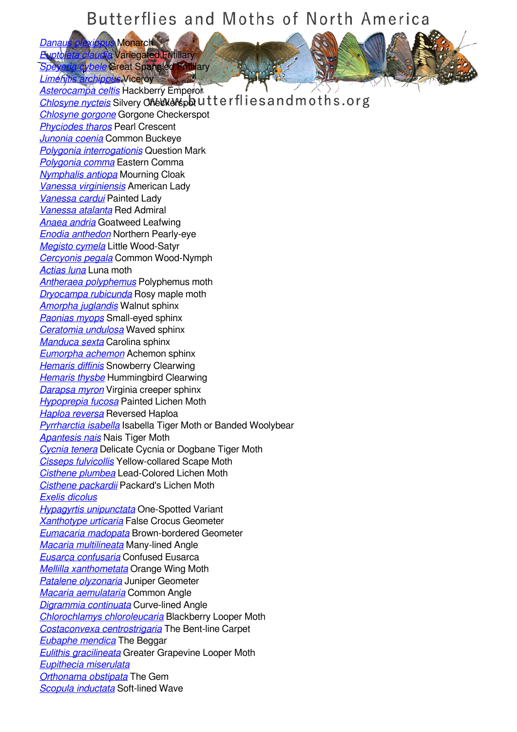# Butterflies and Moths of North America

www.butterfliesandmoths.org

*Danaus plexippus* Monarch
*Euptoieta claudia* Variegated Fritillary
*Speyeria cybele* Great Spangled Fritillary
*Limenitis archippus* Viceroy
*Asterocampa celtis* Hackberry Emperor
*Chlosyne nycteis* Silvery Checkerspot
*Chlosyne gorgone* Gorgone Checkerspot
*Phyciodes tharos* Pearl Crescent
*Junonia coenia* Common Buckeye
*Polygonia interrogationis* Question Mark
*Polygonia comma* Eastern Comma
*Nymphalis antiopa* Mourning Cloak
*Vanessa virginiensis* American Lady
*Vanessa cardui* Painted Lady
*Vanessa atalanta* Red Admiral
*Anaea andria* Goatweed Leafwing
*Enodia anthedon* Northern Pearly-eye
*Megisto cymela* Little Wood-Satyr
*Cercyonis pegala* Common Wood-Nymph
*Actias luna* Luna moth
*Antheraea polyphemus* Polyphemus moth
*Dryocampa rubicunda* Rosy maple moth
*Amorpha juglandis* Walnut sphinx
*Paonias myops* Small-eyed sphinx
*Ceratomia undulosa* Waved sphinx
*Manduca sexta* Carolina sphinx
*Eumorpha achemon* Achemon sphinx
*Hemaris diffinis* Snowberry Clearwing
*Hemaris thysbe* Hummingbird Clearwing
*Darapsa myron* Virginia creeper sphinx
*Hypoprepia fucosa* Painted Lichen Moth
*Haploa reversa* Reversed Haploa
*Pyrrharctia isabella* Isabella Tiger Moth or Banded Woolybear
*Apantesis nais* Nais Tiger Moth
*Cycnia tenera* Delicate Cycnia or Dogbane Tiger Moth
*Cisseps fulvicollis* Yellow-collared Scape Moth
*Cisthene plumbea* Lead-Colored Lichen Moth
*Cisthene packardii* Packard's Lichen Moth
*Exelis dicolus*
*Hypagyrtis unipunctata* One-Spotted Variant
*Xanthotype urticaria* False Crocus Geometer
*Eumacaria madopata* Brown-bordered Geometer
*Macaria multilineata* Many-lined Angle
*Eusarca confusaria* Confused Eusarca
*Mellilla xanthometata* Orange Wing Moth
*Patalene olyzonaria* Juniper Geometer
*Macaria aemulataria* Common Angle
*Digrammia continuata* Curve-lined Angle
*Chlorochlamys chloroleucaria* Blackberry Looper Moth
*Costaconvexa centrostrigaria* The Bent-line Carpet
*Eubaphe mendica* The Beggar
*Eulithis gracilineata* Greater Grapevine Looper Moth
*Eupithecia miserulata*
*Orthonama obstipata* The Gem
*Scopula inductata* Soft-lined Wave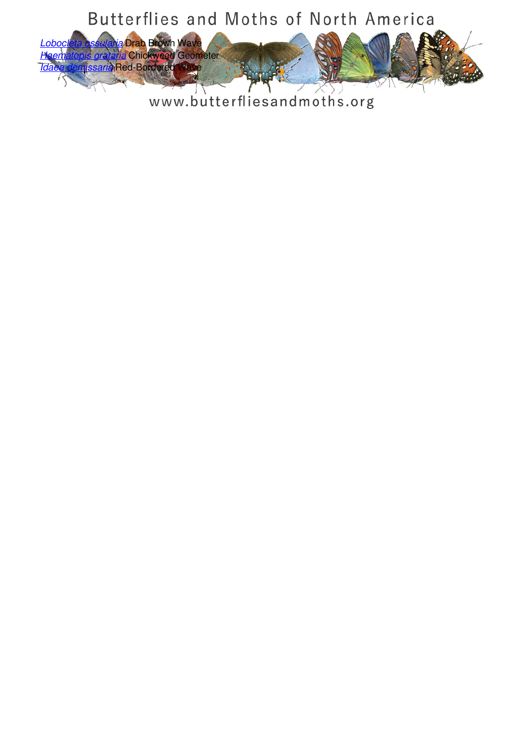*Lobocleta ossularia* Drab Brown Wave
*Haematopis grataria* Chickweed Geometer
*Idaea demissaria* Red-Bordered Wave